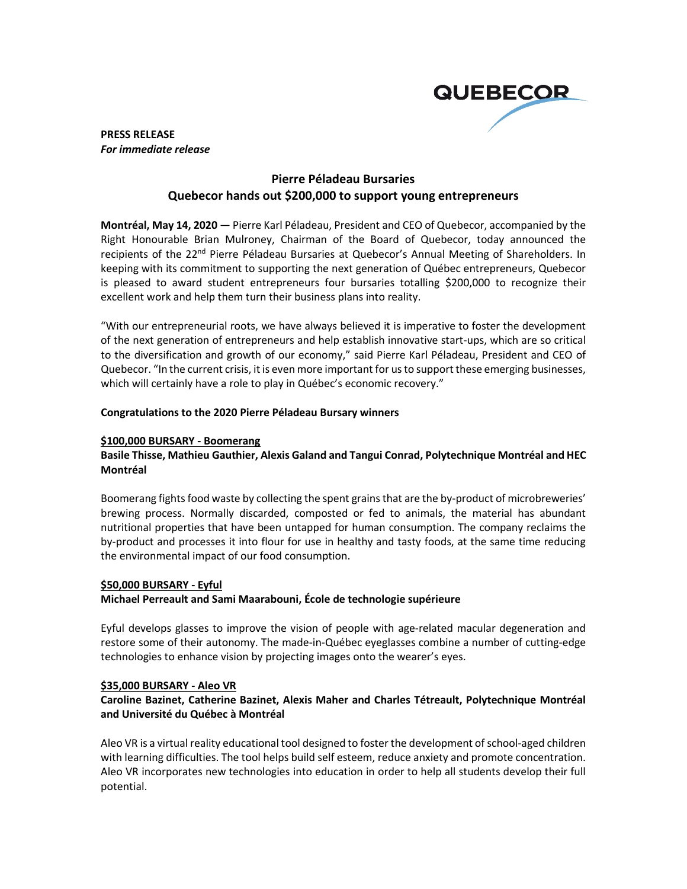**PRESS RELEASE**
***For immediate release***

# Pierre Péladeau Bursaries
## Quebecor hands out $200,000 to support young entrepreneurs

**Montréal, May 14, 2020** — Pierre Karl Péladeau, President and CEO of Quebecor, accompanied by the Right Honourable Brian Mulroney, Chairman of the Board of Quebecor, today announced the recipients of the 22nd Pierre Péladeau Bursaries at Quebecor's Annual Meeting of Shareholders. In keeping with its commitment to supporting the next generation of Québec entrepreneurs, Quebecor is pleased to award student entrepreneurs four bursaries totalling $200,000 to recognize their excellent work and help them turn their business plans into reality.

"With our entrepreneurial roots, we have always believed it is imperative to foster the development of the next generation of entrepreneurs and help establish innovative start-ups, which are so critical to the diversification and growth of our economy," said Pierre Karl Péladeau, President and CEO of Quebecor. "In the current crisis, it is even more important for us to support these emerging businesses, which will certainly have a role to play in Québec's economic recovery."

**Congratulations to the 2020 Pierre Péladeau Bursary winners**

**$100,000 BURSARY - Boomerang**

**Basile Thisse, Mathieu Gauthier, Alexis Galand and Tangui Conrad, Polytechnique Montréal and HEC Montréal**

Boomerang fights food waste by collecting the spent grains that are the by-product of microbreweries' brewing process. Normally discarded, composted or fed to animals, the material has abundant nutritional properties that have been untapped for human consumption. The company reclaims the by-product and processes it into flour for use in healthy and tasty foods, at the same time reducing the environmental impact of our food consumption.

**$50,000 BURSARY - Eyful**

**Michael Perreault and Sami Maarabouni, École de technologie supérieure**

Eyful develops glasses to improve the vision of people with age-related macular degeneration and restore some of their autonomy. The made-in-Québec eyeglasses combine a number of cutting-edge technologies to enhance vision by projecting images onto the wearer's eyes.

**$35,000 BURSARY - Aleo VR**

**Caroline Bazinet, Catherine Bazinet, Alexis Maher and Charles Tétreault, Polytechnique Montréal and Université du Québec à Montréal**

Aleo VR is a virtual reality educational tool designed to foster the development of school-aged children with learning difficulties. The tool helps build self esteem, reduce anxiety and promote concentration. Aleo VR incorporates new technologies into education in order to help all students develop their full potential.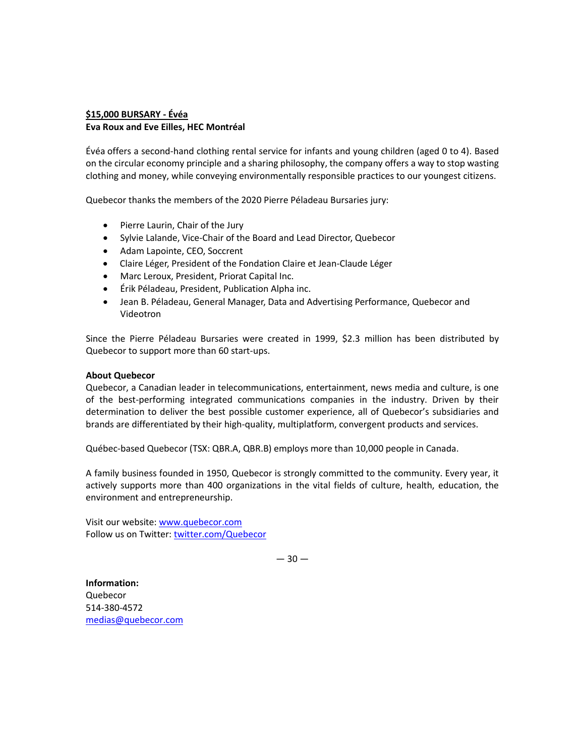**<u>$15,000 BURSARY - Évéa</u>**
**Eva Roux and Eve Eilles, HEC Montréal**

Évéa offers a second-hand clothing rental service for infants and young children (aged 0 to 4). Based on the circular economy principle and a sharing philosophy, the company offers a way to stop wasting clothing and money, while conveying environmentally responsible practices to our youngest citizens.

Quebecor thanks the members of the 2020 Pierre Péladeau Bursaries jury:

- Pierre Laurin, Chair of the Jury
- Sylvie Lalande, Vice-Chair of the Board and Lead Director, Quebecor
- Adam Lapointe, CEO, Soccrent
- Claire Léger, President of the Fondation Claire et Jean-Claude Léger
- Marc Leroux, President, Priorat Capital Inc.
- Érik Péladeau, President, Publication Alpha inc.
- Jean B. Péladeau, General Manager, Data and Advertising Performance, Quebecor and Videotron

Since the Pierre Péladeau Bursaries were created in 1999, $2.3 million has been distributed by Quebecor to support more than 60 start-ups.

**About Quebecor**
Quebecor, a Canadian leader in telecommunications, entertainment, news media and culture, is one of the best-performing integrated communications companies in the industry. Driven by their determination to deliver the best possible customer experience, all of Quebecor's subsidiaries and brands are differentiated by their high-quality, multiplatform, convergent products and services.

Québec-based Quebecor (TSX: QBR.A, QBR.B) employs more than 10,000 people in Canada.

A family business founded in 1950, Quebecor is strongly committed to the community. Every year, it actively supports more than 400 organizations in the vital fields of culture, health, education, the environment and entrepreneurship.

Visit our website: [www.quebecor.com](http://www.quebecor.com)
Follow us on Twitter: [twitter.com/Quebecor](https://twitter.com/Quebecor)

— 30 —

**Information:**
Quebecor
514-380-4572
[medias@quebecor.com](mailto:medias@quebecor.com)